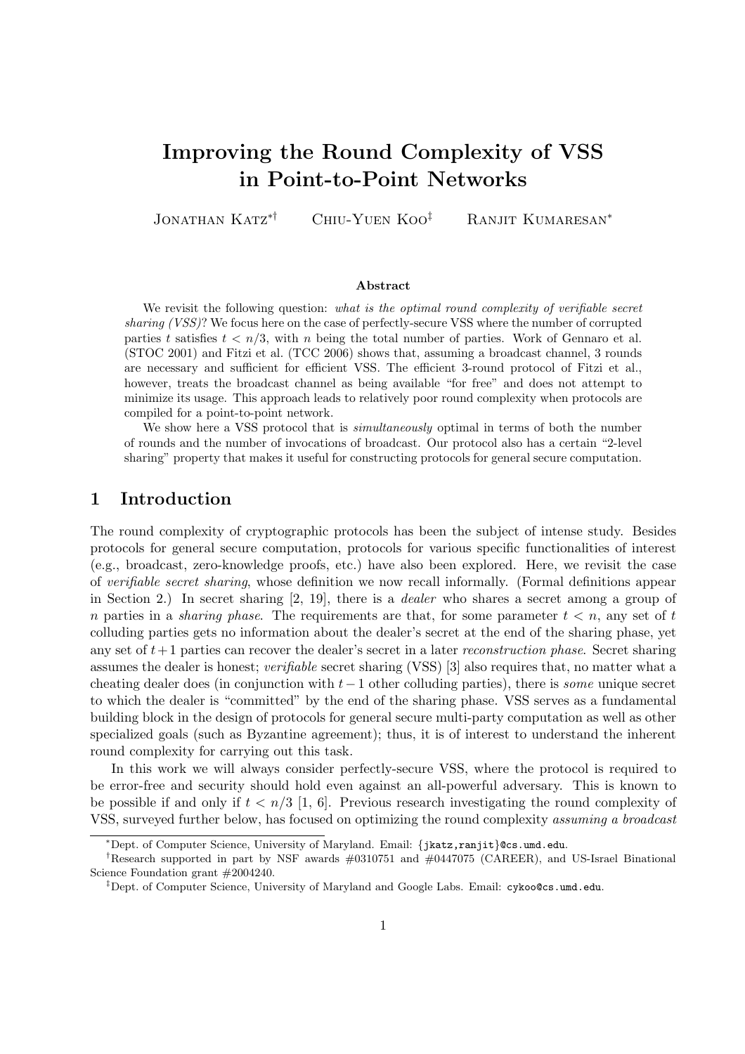# Improving the Round Complexity of VSS in Point-to-Point Networks

Jonathan Katz[*†] Chiu-Yuen Koo[‡] Ranjit Kumaresan[*]

### Abstract

We revisit the following question: *what is the optimal round complexity of verifiable secret sharing (VSS)*? We focus here on the case of perfectly-secure VSS where the number of corrupted parties $t$ satisfiers $t < n/3$, with $n$ being the total number of parties. Work of Gennaro et al. (STOC 2001) and Fitzi et al. (TCC 2006) shows that, assuming a broadcast channel, 3 rounds are necessary and sufficient for efficient VSS. The efficient 3-round protocol of Fitzi et al., however, treats the broadcast channel as being available "for free" and does not attempt to minimize its usage. This approach leads to relatively poor round complexity when protocols are compiled for a point-to-point network.

We show here a VSS protocol that is *simultaneously* optimal in terms of both the number of rounds and the number of invocations of broadcast. Our protocol also has a certain "2-level sharing" property that makes it useful for constructing protocols for general secure computation.

## 1 Introduction

The round complexity of cryptographic protocols has been the subject of intense study. Besides protocols for general secure computation, protocols for various specific functionalities of interest (e.g., broadcast, zero-knowledge proofs, etc.) have also been explored. Here, we revisit the case of *verifiable secret sharing*, whose definition we now recall informally. (Formal definitions appear in Section 2.) In secret sharing [2, 19], there is a *dealer* who shares a secret among a group of $n$ parties in a *sharing phase*. The requirements are that, for some parameter $t < n$, any set of $t$ colluding parties gets no information about the dealer's secret at the end of the sharing phase, yet any set of $t+1$ parties can recover the dealer's secret in a later *reconstruction phase*. Secret sharing assumes the dealer is honest; *verifiable* secret sharing (VSS) [3] also requires that, no matter what a cheating dealer does (in conjunction with $t-1$ other colluding parties), there is *some* unique secret to which the dealer is "committed" by the end of the sharing phase. VSS serves as a fundamental building block in the design of protocols for general secure multi-party computation as well as other specialized goals (such as Byzantine agreement); thus, it is of interest to understand the inherent round complexity for carrying out this task.

In this work we will always consider perfectly-secure VSS, where the protocol is required to be error-free and security should hold even against an all-powerful adversary. This is known to be possible if and only if $t < n/3$ [1, 6]. Previous research investigating the round complexity of VSS, surveyed further below, has focused on optimizing the round complexity *assuming a broadcast*

---

[*]Dept. of Computer Science, University of Maryland. Email: {jkatz,ranjit}@cs.umd.edu.

[†]Research supported in part by NSF awards #0310751 and #0447075 (CAREER), and US-Israel Binational Science Foundation grant #2004240.

[‡]Dept. of Computer Science, University of Maryland and Google Labs. Email: cykoo@cs.umd.edu.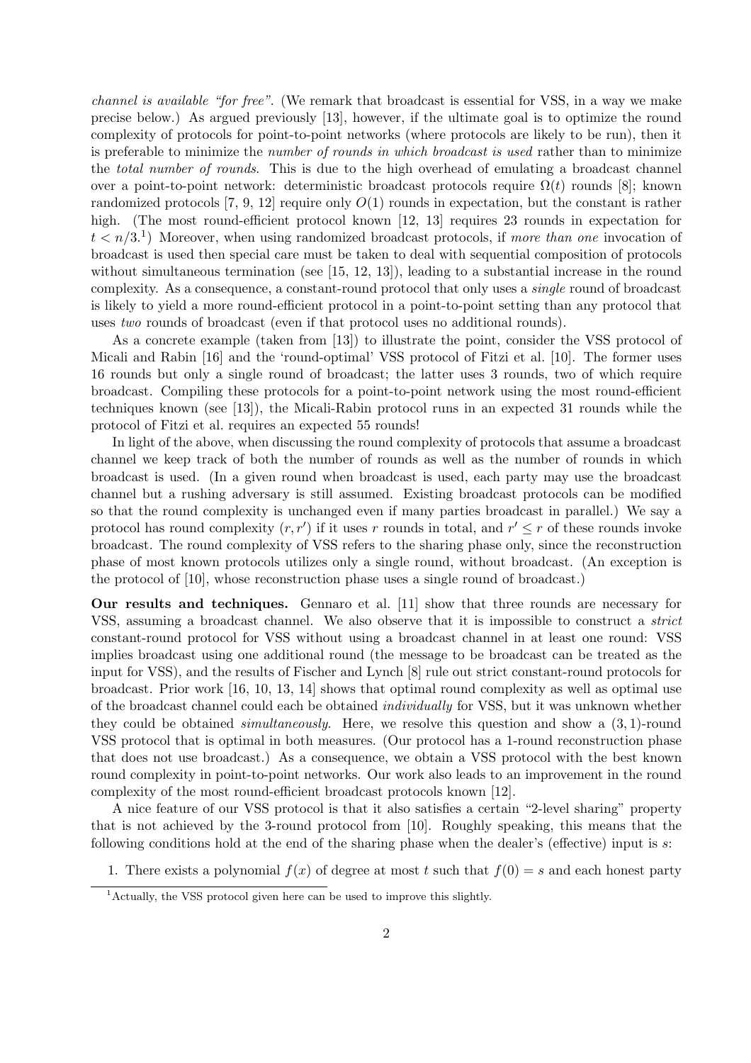*channel is available "for free"*. (We remark that broadcast is essential for VSS, in a way we make precise below.) As argued previously [13], however, if the ultimate goal is to optimize the round complexity of protocols for point-to-point networks (where protocols are likely to be run), then it is preferable to minimize the *number of rounds in which broadcast is used* rather than to minimize the *total number of rounds*. This is due to the high overhead of emulating a broadcast channel over a point-to-point network: deterministic broadcast protocols require $\Omega(t)$ rounds [8]; known randomized protocols [7, 9, 12] require only $O(1)$ rounds in expectation, but the constant is rather high. (The most round-efficient protocol known [12, 13] requires 23 rounds in expectation for $t < n/3$.[1]) Moreover, when using randomized broadcast protocols, if *more than one* invocation of broadcast is used then special care must be taken to deal with sequential composition of protocols without simultaneous termination (see [15, 12, 13]), leading to a substantial increase in the round complexity. As a consequence, a constant-round protocol that only uses a *single* round of broadcast is likely to yield a more round-efficient protocol in a point-to-point setting than any protocol that uses *two* rounds of broadcast (even if that protocol uses no additional rounds).

As a concrete example (taken from [13]) to illustrate the point, consider the VSS protocol of Micali and Rabin [16] and the 'round-optimal' VSS protocol of Fitzi et al. [10]. The former uses 16 rounds but only a single round of broadcast; the latter uses 3 rounds, two of which require broadcast. Compiling these protocols for a point-to-point network using the most round-efficient techniques known (see [13]), the Micali-Rabin protocol runs in an expected 31 rounds while the protocol of Fitzi et al. requires an expected 55 rounds!

In light of the above, when discussing the round complexity of protocols that assume a broadcast channel we keep track of both the number of rounds as well as the number of rounds in which broadcast is used. (In a given round when broadcast is used, each party may use the broadcast channel but a rushing adversary is still assumed. Existing broadcast protocols can be modified so that the round complexity is unchanged even if many parties broadcast in parallel.) We say a protocol has round complexity $(r, r')$ if it uses $r$ rounds in total, and $r' \leq r$ of these rounds invoke broadcast. The round complexity of VSS refers to the sharing phase only, since the reconstruction phase of most known protocols utilizes only a single round, without broadcast. (An exception is the protocol of [10], whose reconstruction phase uses a single round of broadcast.)

**Our results and techniques.** Gennaro et al. [11] show that three rounds are necessary for VSS, assuming a broadcast channel. We also observe that it is impossible to construct a *strict* constant-round protocol for VSS without using a broadcast channel in at least one round: VSS implies broadcast using one additional round (the message to be broadcast can be treated as the input for VSS), and the results of Fischer and Lynch [8] rule out strict constant-round protocols for broadcast. Prior work [16, 10, 13, 14] shows that optimal round complexity as well as optimal use of the broadcast channel could each be obtained *individually* for VSS, but it was unknown whether they could be obtained *simultaneously*. Here, we resolve this question and show a $(3, 1)$-round VSS protocol that is optimal in both measures. (Our protocol has a 1-round reconstruction phase that does not use broadcast.) As a consequence, we obtain a VSS protocol with the best known round complexity in point-to-point networks. Our work also leads to an improvement in the round complexity of the most round-efficient broadcast protocols known [12].

A nice feature of our VSS protocol is that it also satisfies a certain "2-level sharing" property that is not achieved by the 3-round protocol from [10]. Roughly speaking, this means that the following conditions hold at the end of the sharing phase when the dealer's (effective) input is $s$:

1. There exists a polynomial $f(x)$ of degree at most $t$ such that $f(0) = s$ and each honest party

[1] Actually, the VSS protocol given here can be used to improve this slightly.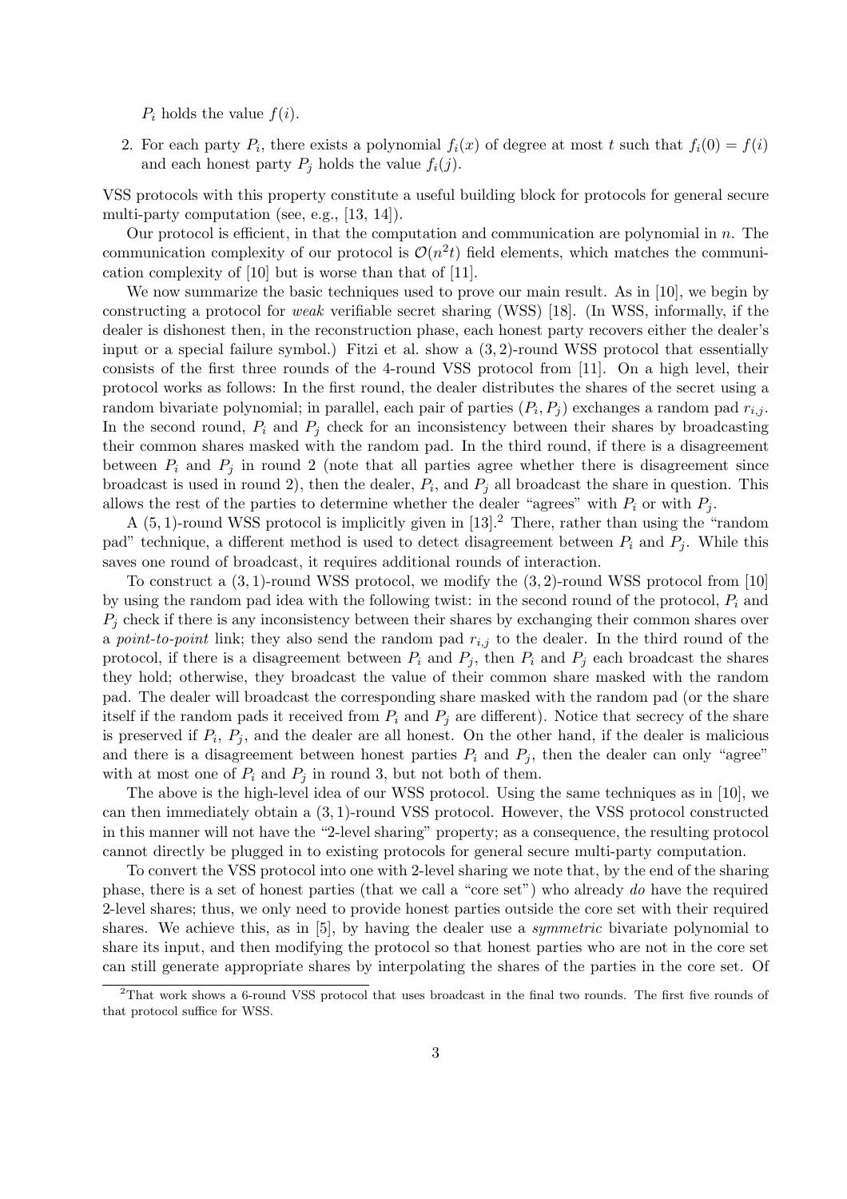$P_i$ holds the value $f(i)$.

2. For each party $P_i$, there exists a polynomial $f_i(x)$ of degree at most $t$ such that $f_i(0) = f(i)$ and each honest party $P_j$ holds the value $f_i(j)$.

VSS protocols with this property constitute a useful building block for protocols for general secure multi-party computation (see, e.g., [13, 14]).

Our protocol is efficient, in that the computation and communication are polynomial in $n$. The communication complexity of our protocol is $\mathcal{O}(n^2 t)$ field elements, which matches the communication complexity of [10] but is worse than that of [11].

We now summarize the basic techniques used to prove our main result. As in [10], we begin by constructing a protocol for *weak* verifiable secret sharing (WSS) [18]. (In WSS, informally, if the dealer is dishonest then, in the reconstruction phase, each honest party recovers either the dealer's input or a special failure symbol.) Fitzi et al. show a $(3, 2)$-round WSS protocol that essentially consists of the first three rounds of the 4-round VSS protocol from [11]. On a high level, their protocol works as follows: In the first round, the dealer distributes the shares of the secret using a random bivariate polynomial; in parallel, each pair of parties $(P_i, P_j)$ exchanges a random pad $r_{i,j}$. In the second round, $P_i$ and $P_j$ check for an inconsistency between their shares by broadcasting their common shares masked with the random pad. In the third round, if there is a disagreement between $P_i$ and $P_j$ in round 2 (note that all parties agree whether there is disagreement since broadcast is used in round 2), then the dealer, $P_i$, and $P_j$ all broadcast the share in question. This allows the rest of the parties to determine whether the dealer "agrees" with $P_i$ or with $P_j$.

A $(5, 1)$-round WSS protocol is implicitly given in [13].[2] There, rather than using the "random pad" technique, a different method is used to detect disagreement between $P_i$ and $P_j$. While this saves one round of broadcast, it requires additional rounds of interaction.

To construct a $(3, 1)$-round WSS protocol, we modify the $(3, 2)$-round WSS protocol from [10] by using the random pad idea with the following twist: in the second round of the protocol, $P_i$ and $P_j$ check if there is any inconsistency between their shares by exchanging their common shares over a *point-to-point* link; they also send the random pad $r_{i,j}$ to the dealer. In the third round of the protocol, if there is a disagreement between $P_i$ and $P_j$, then $P_i$ and $P_j$ each broadcast the shares they hold; otherwise, they broadcast the value of their common share masked with the random pad. The dealer will broadcast the corresponding share masked with the random pad (or the share itself if the random pads it received from $P_i$ and $P_j$ are different). Notice that secrecy of the share is preserved if $P_i$, $P_j$, and the dealer are all honest. On the other hand, if the dealer is malicious and there is a disagreement between honest parties $P_i$ and $P_j$, then the dealer can only "agree" with at most one of $P_i$ and $P_j$ in round 3, but not both of them.

The above is the high-level idea of our WSS protocol. Using the same techniques as in [10], we can then immediately obtain a $(3, 1)$-round VSS protocol. However, the VSS protocol constructed in this manner will not have the "2-level sharing" property; as a consequence, the resulting protocol cannot directly be plugged in to existing protocols for general secure multi-party computation.

To convert the VSS protocol into one with 2-level sharing we note that, by the end of the sharing phase, there is a set of honest parties (that we call a "core set") who already *do* have the required 2-level shares; thus, we only need to provide honest parties outside the core set with their required shares. We achieve this, as in [5], by having the dealer use a *symmetric* bivariate polynomial to share its input, and then modifying the protocol so that honest parties who are not in the core set can still generate appropriate shares by interpolating the shares of the parties in the core set. Of

[2] That work shows a 6-round VSS protocol that uses broadcast in the final two rounds. The first five rounds of that protocol suffice for WSS.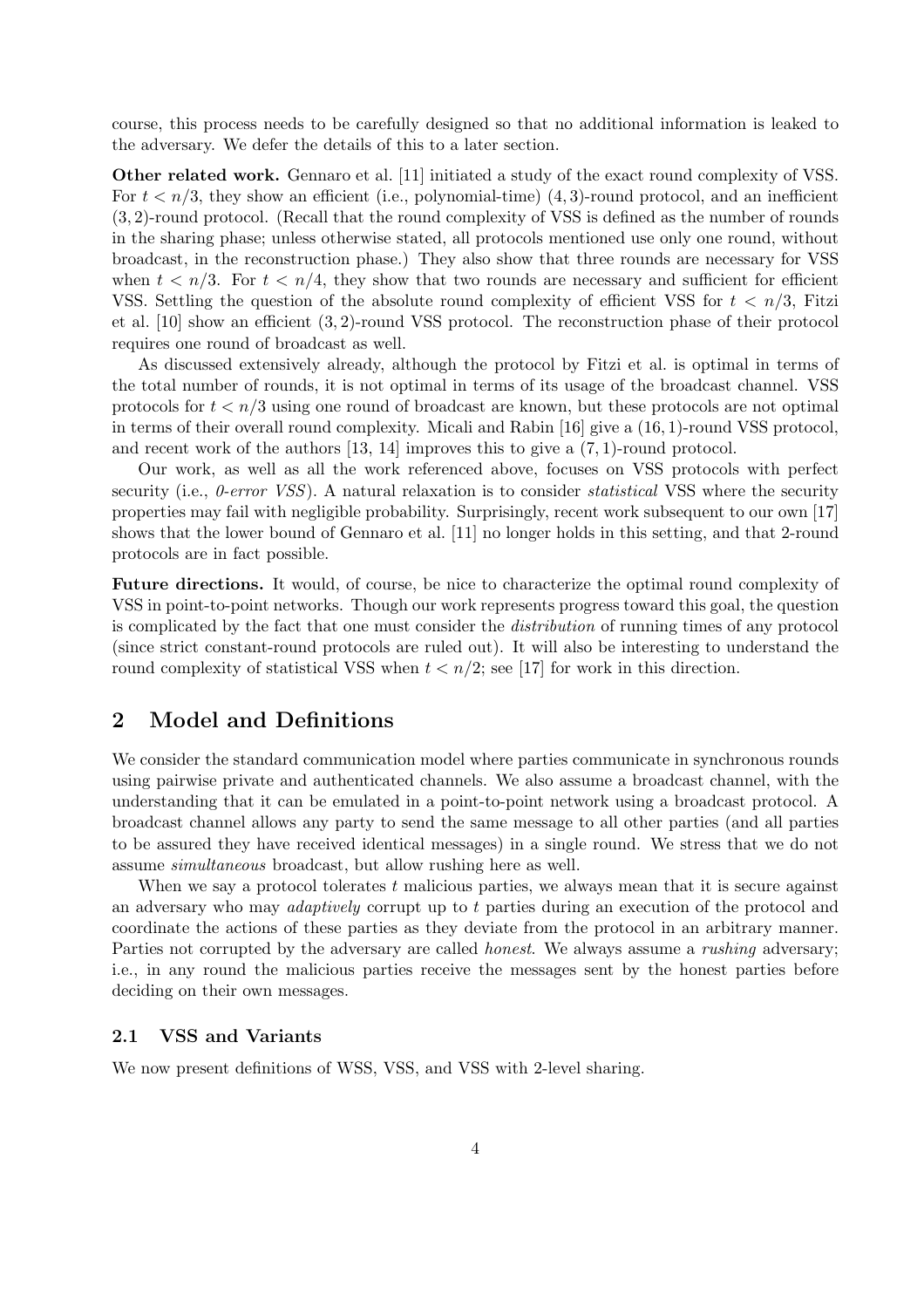course, this process needs to be carefully designed so that no additional information is leaked to the adversary. We defer the details of this to a later section.

**Other related work.** Gennaro et al. [11] initiated a study of the exact round complexity of VSS. For $t < n/3$, they show an efficient (i.e., polynomial-time) $(4, 3)$-round protocol, and an inefficient $(3, 2)$-round protocol. (Recall that the round complexity of VSS is defined as the number of rounds in the sharing phase; unless otherwise stated, all protocols mentioned use only one round, without broadcast, in the reconstruction phase.) They also show that three rounds are necessary for VSS when $t < n/3$. For $t < n/4$, they show that two rounds are necessary and sufficient for efficient VSS. Settling the question of the absolute round complexity of efficient VSS for $t < n/3$, Fitzi et al. [10] show an efficient $(3, 2)$-round VSS protocol. The reconstruction phase of their protocol requires one round of broadcast as well.

As discussed extensively already, although the protocol by Fitzi et al. is optimal in terms of the total number of rounds, it is not optimal in terms of its usage of the broadcast channel. VSS protocols for $t < n/3$ using one round of broadcast are known, but these protocols are not optimal in terms of their overall round complexity. Micali and Rabin [16] give a $(16, 1)$-round VSS protocol, and recent work of the authors [13, 14] improves this to give a $(7, 1)$-round protocol.

Our work, as well as all the work referenced above, focuses on VSS protocols with perfect security (i.e., *0-error VSS*). A natural relaxation is to consider *statistical* VSS where the security properties may fail with negligible probability. Surprisingly, recent work subsequent to our own [17] shows that the lower bound of Gennaro et al. [11] no longer holds in this setting, and that 2-round protocols are in fact possible.

**Future directions.** It would, of course, be nice to characterize the optimal round complexity of VSS in point-to-point networks. Though our work represents progress toward this goal, the question is complicated by the fact that one must consider the *distribution* of running times of any protocol (since strict constant-round protocols are ruled out). It will also be interesting to understand the round complexity of statistical VSS when $t < n/2$; see [17] for work in this direction.

## 2 Model and Definitions

We consider the standard communication model where parties communicate in synchronous rounds using pairwise private and authenticated channels. We also assume a broadcast channel, with the understanding that it can be emulated in a point-to-point network using a broadcast protocol. A broadcast channel allows any party to send the same message to all other parties (and all parties to be assured they have received identical messages) in a single round. We stress that we do not assume *simultaneous* broadcast, but allow rushing here as well.

When we say a protocol tolerates $t$ malicious parties, we always mean that it is secure against an adversary who may *adaptively* corrupt up to $t$ parties during an execution of the protocol and coordinate the actions of these parties as they deviate from the protocol in an arbitrary manner. Parties not corrupted by the adversary are called *honest*. We always assume a *rushing* adversary; i.e., in any round the malicious parties receive the messages sent by the honest parties before deciding on their own messages.

### 2.1 VSS and Variants

We now present definitions of WSS, VSS, and VSS with 2-level sharing.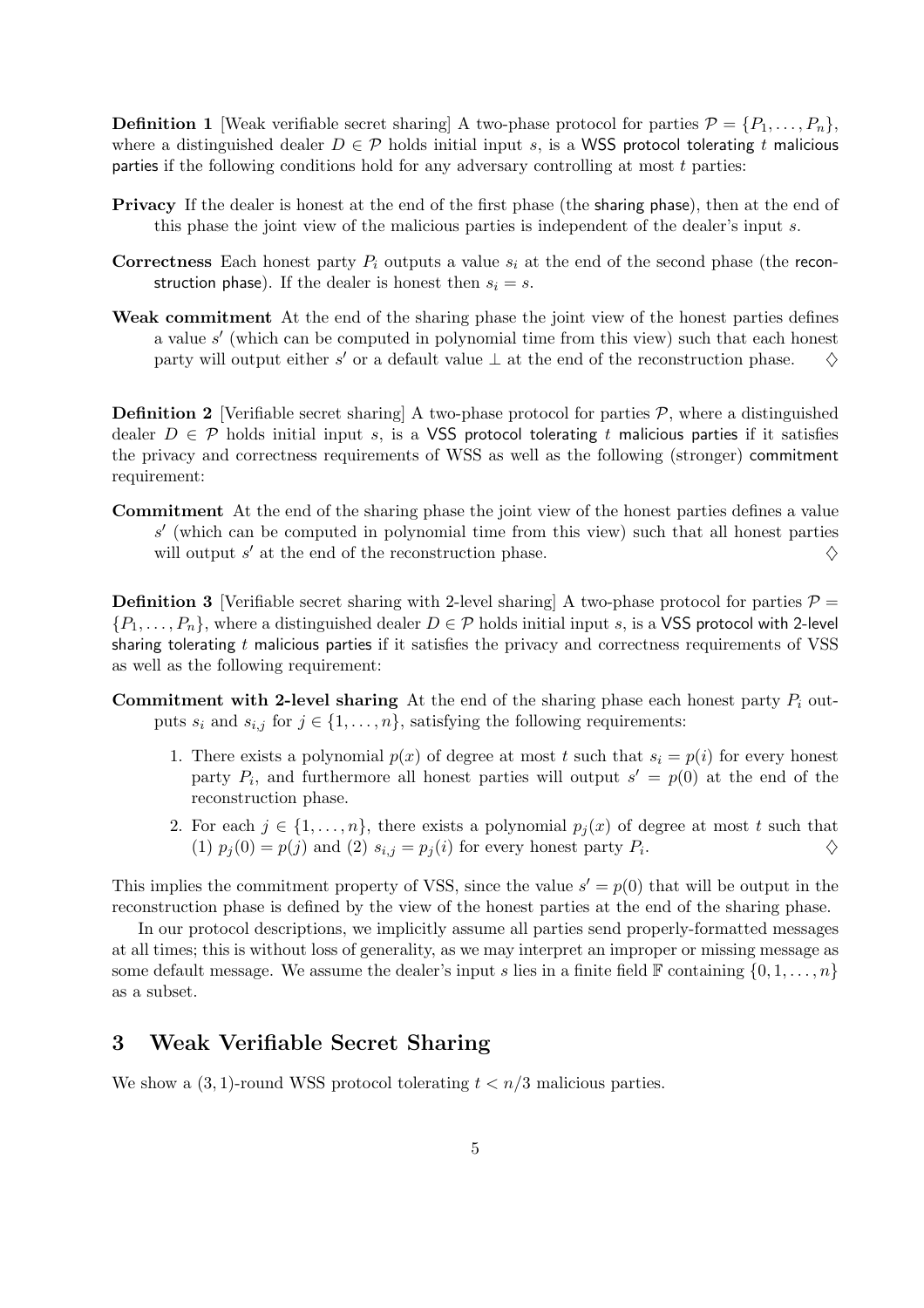**Definition 1** [Weak verifiable secret sharing] A two-phase protocol for parties $\mathcal{P} = \{P_1, \ldots, P_n\}$, where a distinguished dealer $D \in \mathcal{P}$ holds initial input $s$, is a WSS protocol tolerating $t$ malicious parties if the following conditions hold for any adversary controlling at most $t$ parties:

**Privacy** If the dealer is honest at the end of the first phase (the sharing phase), then at the end of this phase the joint view of the malicious parties is independent of the dealer's input $s$.

**Correctness** Each honest party $P_i$ outputs a value $s_i$ at the end of the second phase (the reconstruction phase). If the dealer is honest then $s_i = s$.

**Weak commitment** At the end of the sharing phase the joint view of the honest parties defines a value $s'$ (which can be computed in polynomial time from this view) such that each honest party will output either $s'$ or a default value $\perp$ at the end of the reconstruction phase. $\diamondsuit$

**Definition 2** [Verifiable secret sharing] A two-phase protocol for parties $\mathcal{P}$, where a distinguished dealer $D \in \mathcal{P}$ holds initial input $s$, is a VSS protocol tolerating $t$ malicious parties if it satisfies the privacy and correctness requirements of WSS as well as the following (stronger) commitment requirement:

**Commitment** At the end of the sharing phase the joint view of the honest parties defines a value $s'$ (which can be computed in polynomial time from this view) such that all honest parties will output $s'$ at the end of the reconstruction phase. $\diamondsuit$

**Definition 3** [Verifiable secret sharing with 2-level sharing] A two-phase protocol for parties $\mathcal{P} = \{P_1, \ldots, P_n\}$, where a distinguished dealer $D \in \mathcal{P}$ holds initial input $s$, is a VSS protocol with 2-level sharing tolerating $t$ malicious parties if it satisfies the privacy and correctness requirements of VSS as well as the following requirement:

**Commitment with 2-level sharing** At the end of the sharing phase each honest party $P_i$ outputs $s_i$ and $s_{i,j}$ for $j \in \{1, \ldots, n\}$, satisfying the following requirements:

1. There exists a polynomial $p(x)$ of degree at most $t$ such that $s_i = p(i)$ for every honest party $P_i$, and furthermore all honest parties will output $s' = p(0)$ at the end of the reconstruction phase.
2. For each $j \in \{1, \ldots, n\}$, there exists a polynomial $p_j(x)$ of degree at most $t$ such that (1) $p_j(0) = p(j)$ and (2) $s_{i,j} = p_j(i)$ for every honest party $P_i$. $\diamondsuit$

This implies the commitment property of VSS, since the value $s' = p(0)$ that will be output in the reconstruction phase is defined by the view of the honest parties at the end of the sharing phase.

In our protocol descriptions, we implicitly assume all parties send properly-formatted messages at all times; this is without loss of generality, as we may interpret an improper or missing message as some default message. We assume the dealer's input $s$ lies in a finite field $\mathbb{F}$ containing $\{0, 1, \ldots, n\}$ as a subset.

## 3 Weak Verifiable Secret Sharing

We show a $(3, 1)$-round WSS protocol tolerating $t < n/3$ malicious parties.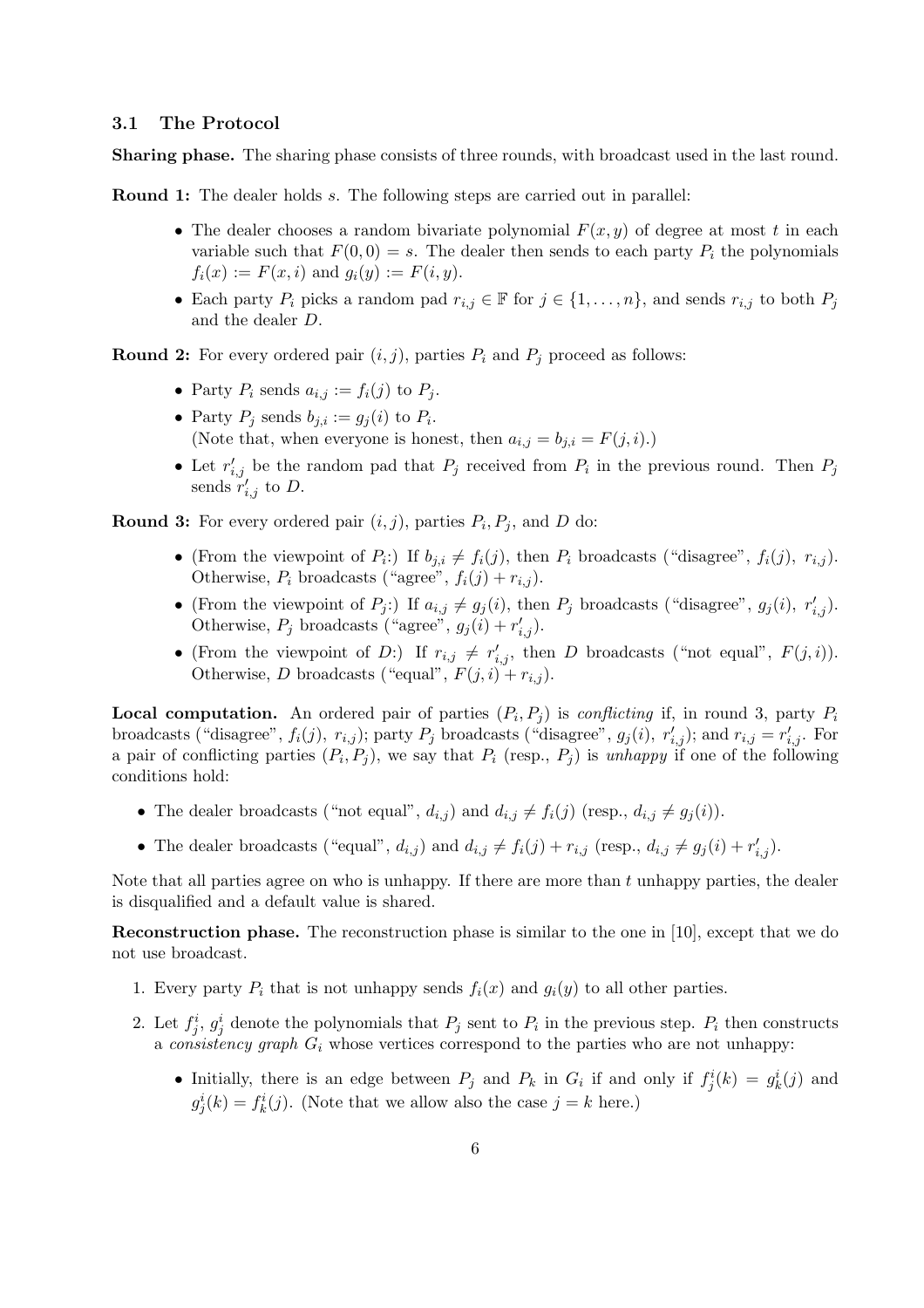### 3.1 The Protocol

**Sharing phase.** The sharing phase consists of three rounds, with broadcast used in the last round.

**Round 1:** The dealer holds $s$. The following steps are carried out in parallel:

- The dealer chooses a random bivariate polynomial $F(x, y)$ of degree at most $t$ in each variable such that $F(0, 0) = s$. The dealer then sends to each party $P_i$ the polynomials $f_i(x) := F(x, i)$ and $g_i(y) := F(i, y)$.
- Each party $P_i$ picks a random pad $r_{i,j} \in \mathbb{F}$ for $j \in \{1, \ldots, n\}$, and sends $r_{i,j}$ to both $P_j$ and the dealer $D$.

**Round 2:** For every ordered pair $(i, j)$, parties $P_i$ and $P_j$ proceed as follows:

- Party $P_i$ sends $a_{i,j} := f_i(j)$ to $P_j$.
- Party $P_j$ sends $b_{j,i} := g_j(i)$ to $P_i$.
  (Note that, when everyone is honest, then $a_{i,j} = b_{j,i} = F(j, i)$.)
- Let $r'_{i,j}$ be the random pad that $P_j$ received from $P_i$ in the previous round. Then $P_j$ sends $r'_{i,j}$ to $D$.

**Round 3:** For every ordered pair $(i, j)$, parties $P_i, P_j$, and $D$ do:

- (From the viewpoint of $P_i$:) If $b_{j,i} \neq f_i(j)$, then $P_i$ broadcasts ("disagree", $f_i(j)$, $r_{i,j}$). Otherwise, $P_i$ broadcasts ("agree", $f_i(j) + r_{i,j}$).
- (From the viewpoint of $P_j$:) If $a_{i,j} \neq g_j(i)$, then $P_j$ broadcasts ("disagree", $g_j(i)$, $r'_{i,j}$). Otherwise, $P_j$ broadcasts ("agree", $g_j(i) + r'_{i,j}$).
- (From the viewpoint of $D$:) If $r_{i,j} \neq r'_{i,j}$, then $D$ broadcasts ("not equal", $F(j, i)$). Otherwise, $D$ broadcasts ("equal", $F(j, i) + r_{i,j}$).

**Local computation.** An ordered pair of parties $(P_i, P_j)$ is *conflicting* if, in round 3, party $P_i$ broadcasts ("disagree", $f_i(j)$, $r_{i,j}$); party $P_j$ broadcasts ("disagree", $g_j(i)$, $r'_{i,j}$); and $r_{i,j} = r'_{i,j}$. For a pair of conflicting parties $(P_i, P_j)$, we say that $P_i$ (resp., $P_j$) is *unhappy* if one of the following conditions hold:

- The dealer broadcasts ("not equal", $d_{i,j}$) and $d_{i,j} \neq f_i(j)$ (resp., $d_{i,j} \neq g_j(i)$).
- The dealer broadcasts ("equal", $d_{i,j}$) and $d_{i,j} \neq f_i(j) + r_{i,j}$ (resp., $d_{i,j} \neq g_j(i) + r'_{i,j}$).

Note that all parties agree on who is unhappy. If there are more than $t$ unhappy parties, the dealer is disqualified and a default value is shared.

**Reconstruction phase.** The reconstruction phase is similar to the one in [10], except that we do not use broadcast.

1. Every party $P_i$ that is not unhappy sends $f_i(x)$ and $g_i(y)$ to all other parties.
2. Let $f^i_j$, $g^i_j$ denote the polynomials that $P_j$ sent to $P_i$ in the previous step. $P_i$ then constructs a *consistency graph* $G_i$ whose vertices correspond to the parties who are not unhappy:
   - Initially, there is an edge between $P_j$ and $P_k$ in $G_i$ if and only if $f^i_j(k) = g^i_k(j)$ and $g^i_j(k) = f^i_k(j)$. (Note that we allow also the case $j = k$ here.)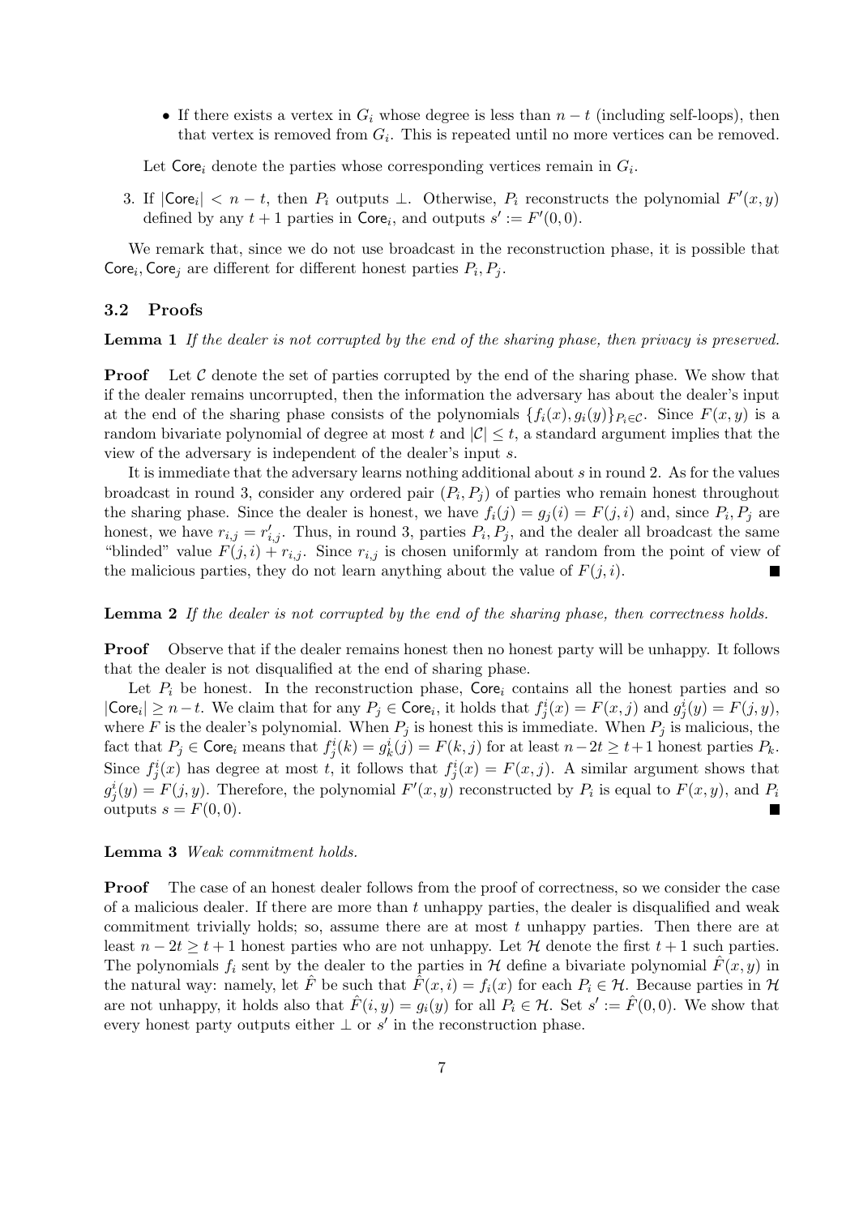- If there exists a vertex in $G_i$ whose degree is less than $n - t$ (including self-loops), then that vertex is removed from $G_i$. This is repeated until no more vertices can be removed.

Let $\mathsf{Core}_i$ denote the parties whose corresponding vertices remain in $G_i$.

3. If $|\mathsf{Core}_i| < n - t$, then $P_i$ outputs $\perp$. Otherwise, $P_i$ reconstructs the polynomial $F'(x, y)$ defined by any $t + 1$ parties in $\mathsf{Core}_i$, and outputs $s' := F'(0, 0)$.

We remark that, since we do not use broadcast in the reconstruction phase, it is possible that $\mathsf{Core}_i, \mathsf{Core}_j$ are different for different honest parties $P_i, P_j$.

### 3.2 Proofs

**Lemma 1** *If the dealer is not corrupted by the end of the sharing phase, then privacy is preserved.*

**Proof** Let $\mathcal{C}$ denote the set of parties corrupted by the end of the sharing phase. We show that if the dealer remains uncorrupted, then the information the adversary has about the dealer's input at the end of the sharing phase consists of the polynomials $\{f_i(x), g_i(y)\}_{P_i \in \mathcal{C}}$. Since $F(x, y)$ is a random bivariate polynomial of degree at most $t$ and $|\mathcal{C}| \leq t$, a standard argument implies that the view of the adversary is independent of the dealer's input $s$.

It is immediate that the adversary learns nothing additional about $s$ in round 2. As for the values broadcast in round 3, consider any ordered pair $(P_i, P_j)$ of parties who remain honest throughout the sharing phase. Since the dealer is honest, we have $f_i(j) = g_j(i) = F(j, i)$ and, since $P_i, P_j$ are honest, we have $r_{i,j} = r'_{i,j}$. Thus, in round 3, parties $P_i, P_j$, and the dealer all broadcast the same "blinded" value $F(j, i) + r_{i,j}$. Since $r_{i,j}$ is chosen uniformly at random from the point of view of the malicious parties, they do not learn anything about the value of $F(j, i)$. ■

**Lemma 2** *If the dealer is not corrupted by the end of the sharing phase, then correctness holds.*

**Proof** Observe that if the dealer remains honest then no honest party will be unhappy. It follows that the dealer is not disqualified at the end of sharing phase.

Let $P_i$ be honest. In the reconstruction phase, $\mathsf{Core}_i$ contains all the honest parties and so $|\mathsf{Core}_i| \geq n - t$. We claim that for any $P_j \in \mathsf{Core}_i$, it holds that $f^i_j(x) = F(x, j)$ and $g^i_j(y) = F(j, y)$, where $F$ is the dealer's polynomial. When $P_j$ is honest this is immediate. When $P_j$ is malicious, the fact that $P_j \in \mathsf{Core}_i$ means that $f^i_j(k) = g^i_k(j) = F(k, j)$ for at least $n - 2t \geq t + 1$ honest parties $P_k$. Since $f^i_j(x)$ has degree at most $t$, it follows that $f^i_j(x) = F(x, j)$. A similar argument shows that $g^i_j(y) = F(j, y)$. Therefore, the polynomial $F'(x, y)$ reconstructed by $P_i$ is equal to $F(x, y)$, and $P_i$ outputs $s = F(0, 0)$. ■

**Lemma 3** *Weak commitment holds.*

**Proof** The case of an honest dealer follows from the proof of correctness, so we consider the case of a malicious dealer. If there are more than $t$ unhappy parties, the dealer is disqualified and weak commitment trivially holds; so, assume there are at most $t$ unhappy parties. Then there are at least $n - 2t \geq t + 1$ honest parties who are not unhappy. Let $\mathcal{H}$ denote the first $t + 1$ such parties. The polynomials $f_i$ sent by the dealer to the parties in $\mathcal{H}$ define a bivariate polynomial $\hat{F}(x, y)$ in the natural way: namely, let $\hat{F}$ be such that $\hat{F}(x, i) = f_i(x)$ for each $P_i \in \mathcal{H}$. Because parties in $\mathcal{H}$ are not unhappy, it holds also that $\hat{F}(i, y) = g_i(y)$ for all $P_i \in \mathcal{H}$. Set $s' := \hat{F}(0, 0)$. We show that every honest party outputs either $\perp$ or $s'$ in the reconstruction phase.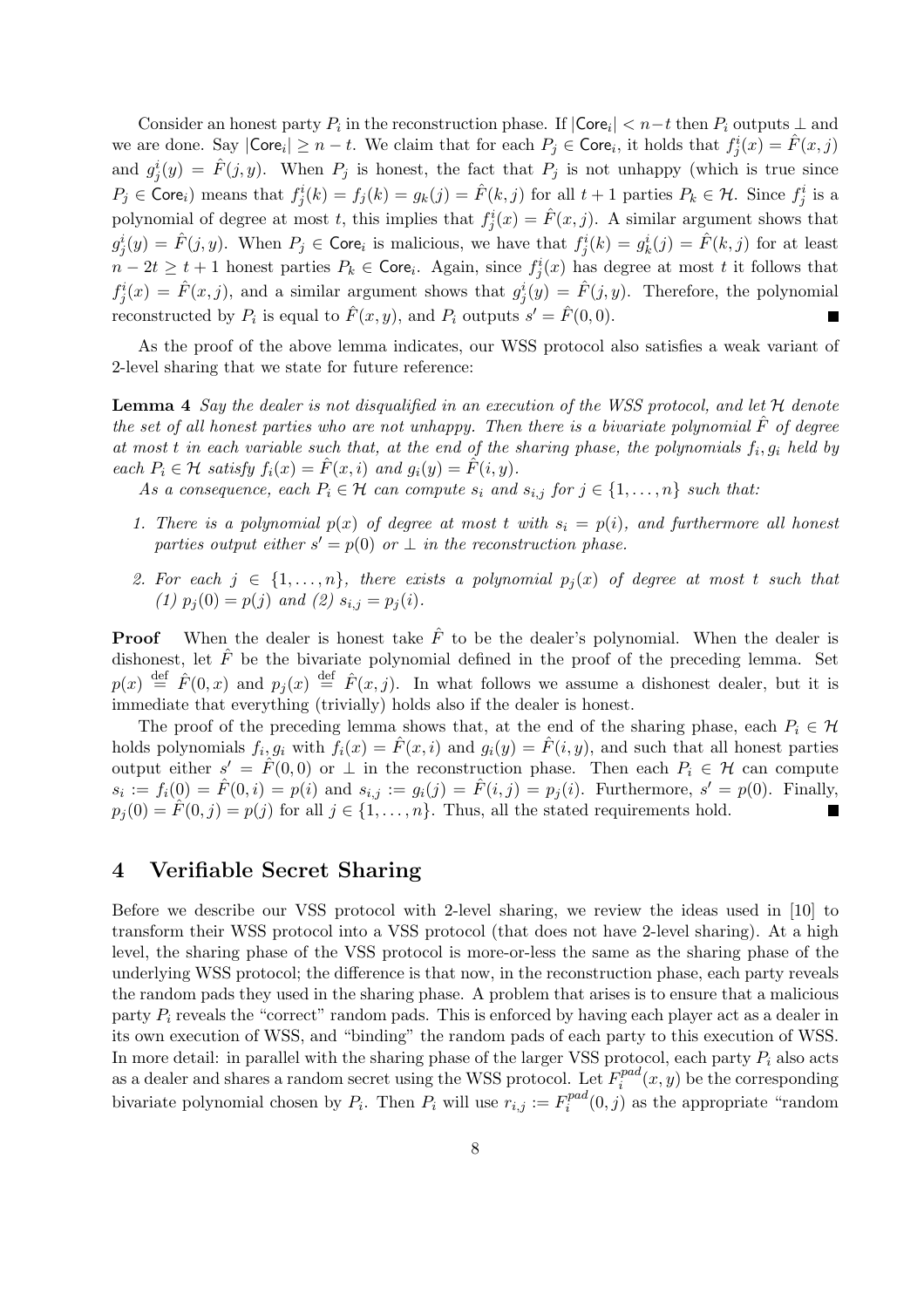Consider an honest party $P_i$ in the reconstruction phase. If $|\mathsf{Core}_i| < n-t$ then $P_i$ outputs $\perp$ and we are done. Say $|\mathsf{Core}_i| \geq n-t$. We claim that for each $P_j \in \mathsf{Core}_i$, it holds that $f^i_j(x) = \hat{F}(x,j)$ and $g^i_j(y) = \hat{F}(j,y)$. When $P_j$ is honest, the fact that $P_j$ is not unhappy (which is true since $P_j \in \mathsf{Core}_i$) means that $f^i_j(k) = f_j(k) = g_k(j) = \hat{F}(k,j)$ for all $t+1$ parties $P_k \in \mathcal{H}$. Since $f^i_j$ is a polynomial of degree at most $t$, this implies that $f^i_j(x) = \hat{F}(x,j)$. A similar argument shows that $g^i_j(y) = \hat{F}(j,y)$. When $P_j \in \mathsf{Core}_i$ is malicious, we have that $f^i_j(k) = g^i_k(j) = \hat{F}(k,j)$ for at least $n-2t \geq t+1$ honest parties $P_k \in \mathsf{Core}_i$. Again, since $f^i_j(x)$ has degree at most $t$ it follows that $f^i_j(x) = \hat{F}(x,j)$, and a similar argument shows that $g^i_j(y) = \hat{F}(j,y)$. Therefore, the polynomial reconstructed by $P_i$ is equal to $\hat{F}(x,y)$, and $P_i$ outputs $s' = \hat{F}(0,0)$. ∎

As the proof of the above lemma indicates, our WSS protocol also satisfies a weak variant of 2-level sharing that we state for future reference:

**Lemma 4** *Say the dealer is not disqualified in an execution of the WSS protocol, and let $\mathcal{H}$ denote the set of all honest parties who are not unhappy. Then there is a bivariate polynomial $\hat{F}$ of degree at most $t$ in each variable such that, at the end of the sharing phase, the polynomials $f_i, g_i$ held by each $P_i \in \mathcal{H}$ satisfy $f_i(x) = \hat{F}(x,i)$ and $g_i(y) = \hat{F}(i,y)$.*

*As a consequence, each $P_i \in \mathcal{H}$ can compute $s_i$ and $s_{i,j}$ for $j \in \{1,\ldots,n\}$ such that:*

1. *There is a polynomial $p(x)$ of degree at most $t$ with $s_i = p(i)$, and furthermore all honest parties output either $s' = p(0)$ or $\perp$ in the reconstruction phase.*
2. *For each $j \in \{1,\ldots,n\}$, there exists a polynomial $p_j(x)$ of degree at most $t$ such that (1) $p_j(0) = p(j)$ and (2) $s_{i,j} = p_j(i)$.*

**Proof** When the dealer is honest take $\hat{F}$ to be the dealer's polynomial. When the dealer is dishonest, let $\hat{F}$ be the bivariate polynomial defined in the proof of the preceding lemma. Set $p(x) \stackrel{\text{def}}{=} \hat{F}(0,x)$ and $p_j(x) \stackrel{\text{def}}{=} \hat{F}(x,j)$. In what follows we assume a dishonest dealer, but it is immediate that everything (trivially) holds also if the dealer is honest.

The proof of the preceding lemma shows that, at the end of the sharing phase, each $P_i \in \mathcal{H}$ holds polynomials $f_i, g_i$ with $f_i(x) = \hat{F}(x,i)$ and $g_i(y) = \hat{F}(i,y)$, and such that all honest parties output either $s' = \hat{F}(0,0)$ or $\perp$ in the reconstruction phase. Then each $P_i \in \mathcal{H}$ can compute $s_i := f_i(0) = \hat{F}(0,i) = p(i)$ and $s_{i,j} := g_i(j) = \hat{F}(i,j) = p_j(i)$. Furthermore, $s' = p(0)$. Finally, $p_j(0) = \hat{F}(0,j) = p(j)$ for all $j \in \{1,\ldots,n\}$. Thus, all the stated requirements hold. ∎

## 4 Verifiable Secret Sharing

Before we describe our VSS protocol with 2-level sharing, we review the ideas used in [10] to transform their WSS protocol into a VSS protocol (that does not have 2-level sharing). At a high level, the sharing phase of the VSS protocol is more-or-less the same as the sharing phase of the underlying WSS protocol; the difference is that now, in the reconstruction phase, each party reveals the random pads they used in the sharing phase. A problem that arises is to ensure that a malicious party $P_i$ reveals the "correct" random pads. This is enforced by having each player act as a dealer in its own execution of WSS, and "binding" the random pads of each party to this execution of WSS. In more detail: in parallel with the sharing phase of the larger VSS protocol, each party $P_i$ also acts as a dealer and shares a random secret using the WSS protocol. Let $F^{pad}_i(x,y)$ be the corresponding bivariate polynomial chosen by $P_i$. Then $P_i$ will use $r_{i,j} := F^{pad}_i(0,j)$ as the appropriate "random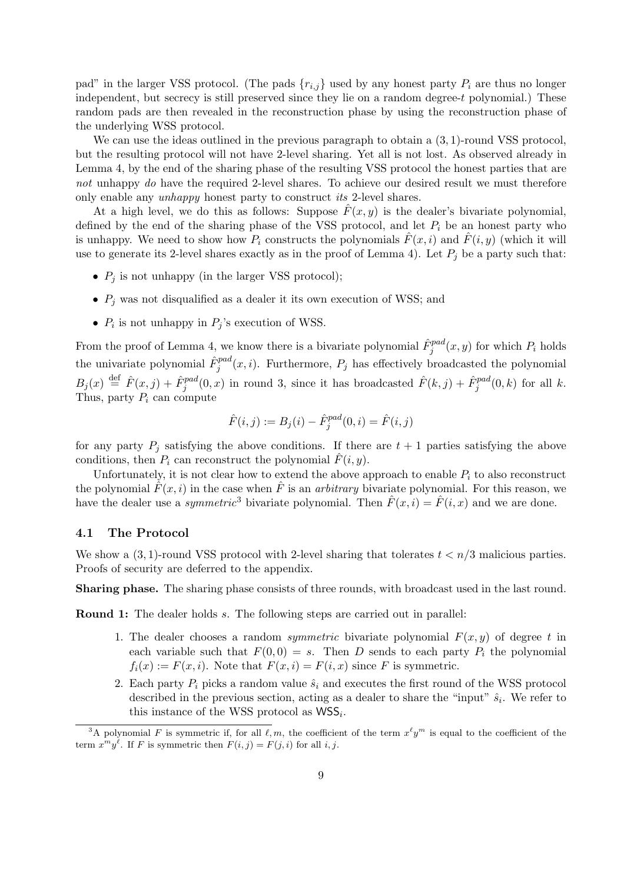pad" in the larger VSS protocol. (The pads $\{r_{i,j}\}$ used by any honest party $P_i$ are thus no longer independent, but secrecy is still preserved since they lie on a random degree-$t$ polynomial.) These random pads are then revealed in the reconstruction phase by using the reconstruction phase of the underlying WSS protocol.

We can use the ideas outlined in the previous paragraph to obtain a $(3,1)$-round VSS protocol, but the resulting protocol will not have 2-level sharing. Yet all is not lost. As observed already in Lemma 4, by the end of the sharing phase of the resulting VSS protocol the honest parties that are *not* unhappy *do* have the required 2-level shares. To achieve our desired result we must therefore only enable any *unhappy* honest party to construct *its* 2-level shares.

At a high level, we do this as follows: Suppose $\hat{F}(x,y)$ is the dealer's bivariate polynomial, defined by the end of the sharing phase of the VSS protocol, and let $P_i$ be an honest party who is unhappy. We need to show how $P_i$ constructs the polynomials $\hat{F}(x,i)$ and $\hat{F}(i,y)$ (which it will use to generate its 2-level shares exactly as in the proof of Lemma 4). Let $P_j$ be a party such that:

- $P_j$ is not unhappy (in the larger VSS protocol);
- $P_j$ was not disqualified as a dealer it its own execution of WSS; and
- $P_i$ is not unhappy in $P_j$'s execution of WSS.

From the proof of Lemma 4, we know there is a bivariate polynomial $\hat{F}^{pad}_j(x,y)$ for which $P_i$ holds the univariate polynomial $\hat{F}^{pad}_j(x,i)$. Furthermore, $P_j$ has effectively broadcasted the polynomial $B_j(x) \stackrel{\text{def}}{=} \hat{F}(x,j) + \hat{F}^{pad}_j(0,x)$ in round 3, since it has broadcasted $\hat{F}(k,j) + \hat{F}^{pad}_j(0,k)$ for all $k$. Thus, party $P_i$ can compute

$$\hat{F}(i,j) := B_j(i) - \hat{F}^{pad}_j(0,i) = \hat{F}(i,j)$$

for any party $P_j$ satisfying the above conditions. If there are $t+1$ parties satisfying the above conditions, then $P_i$ can reconstruct the polynomial $\hat{F}(i,y)$.

Unfortunately, it is not clear how to extend the above approach to enable $P_i$ to also reconstruct the polynomial $\hat{F}(x,i)$ in the case when $\hat{F}$ is an *arbitrary* bivariate polynomial. For this reason, we have the dealer use a *symmetric*[3] bivariate polynomial. Then $\hat{F}(x,i) = \hat{F}(i,x)$ and we are done.

### 4.1 The Protocol

We show a $(3,1)$-round VSS protocol with 2-level sharing that tolerates $t < n/3$ malicious parties. Proofs of security are deferred to the appendix.

**Sharing phase.** The sharing phase consists of three rounds, with broadcast used in the last round.

**Round 1:** The dealer holds $s$. The following steps are carried out in parallel:

1. The dealer chooses a random *symmetric* bivariate polynomial $F(x,y)$ of degree $t$ in each variable such that $F(0,0) = s$. Then $D$ sends to each party $P_i$ the polynomial $f_i(x) := F(x,i)$. Note that $F(x,i) = F(i,x)$ since $F$ is symmetric.
2. Each party $P_i$ picks a random value $\hat{s}_i$ and executes the first round of the WSS protocol described in the previous section, acting as a dealer to share the "input" $\hat{s}_i$. We refer to this instance of the WSS protocol as $\mathsf{WSS}_i$.

[3] A polynomial $F$ is symmetric if, for all $\ell, m$, the coefficient of the term $x^\ell y^m$ is equal to the coefficient of the term $x^m y^\ell$. If $F$ is symmetric then $F(i,j) = F(j,i)$ for all $i,j$.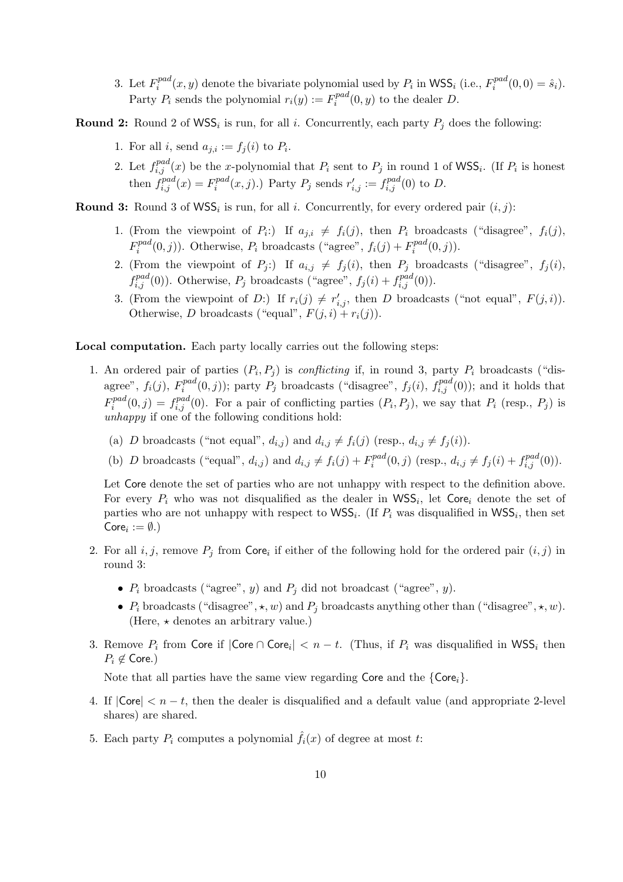3. Let $F_i^{pad}(x,y)$ denote the bivariate polynomial used by $P_i$ in $\mathsf{WSS}_i$ (i.e., $F_i^{pad}(0,0) = \hat{s}_i$). Party $P_i$ sends the polynomial $r_i(y) := F_i^{pad}(0,y)$ to the dealer $D$.

**Round 2:** Round 2 of $\mathsf{WSS}_i$ is run, for all $i$. Concurrently, each party $P_j$ does the following:

1. For all $i$, send $a_{j,i} := f_j(i)$ to $P_i$.
2. Let $f_{i,j}^{pad}(x)$ be the $x$-polynomial that $P_i$ sent to $P_j$ in round 1 of $\mathsf{WSS}_i$. (If $P_i$ is honest then $f_{i,j}^{pad}(x) = F_i^{pad}(x,j)$.) Party $P_j$ sends $r'_{i,j} := f_{i,j}^{pad}(0)$ to $D$.

**Round 3:** Round 3 of $\mathsf{WSS}_i$ is run, for all $i$. Concurrently, for every ordered pair $(i,j)$:

1. (From the viewpoint of $P_i$:) If $a_{j,i} \neq f_i(j)$, then $P_i$ broadcasts ("disagree", $f_i(j)$, $F_i^{pad}(0,j)$). Otherwise, $P_i$ broadcasts ("agree", $f_i(j) + F_i^{pad}(0,j)$).
2. (From the viewpoint of $P_j$:) If $a_{i,j} \neq f_j(i)$, then $P_j$ broadcasts ("disagree", $f_j(i)$, $f_{i,j}^{pad}(0)$). Otherwise, $P_j$ broadcasts ("agree", $f_j(i) + f_{i,j}^{pad}(0)$).
3. (From the viewpoint of $D$:) If $r_i(j) \neq r'_{i,j}$, then $D$ broadcasts ("not equal", $F(j,i)$). Otherwise, $D$ broadcasts ("equal", $F(j,i) + r_i(j)$).

**Local computation.** Each party locally carries out the following steps:

1. An ordered pair of parties $(P_i, P_j)$ is *conflicting* if, in round 3, party $P_i$ broadcasts ("disagree", $f_i(j)$, $F_i^{pad}(0,j)$); party $P_j$ broadcasts ("disagree", $f_j(i)$, $f_{i,j}^{pad}(0)$); and it holds that $F_i^{pad}(0,j) = f_{i,j}^{pad}(0)$. For a pair of conflicting parties $(P_i, P_j)$, we say that $P_i$ (resp., $P_j$) is *unhappy* if one of the following conditions hold:

   (a) $D$ broadcasts ("not equal", $d_{i,j}$) and $d_{i,j} \neq f_i(j)$ (resp., $d_{i,j} \neq f_j(i)$).

   (b) $D$ broadcasts ("equal", $d_{i,j}$) and $d_{i,j} \neq f_i(j) + F_i^{pad}(0,j)$ (resp., $d_{i,j} \neq f_j(i) + f_{i,j}^{pad}(0)$).

   Let $\mathsf{Core}$ denote the set of parties who are not unhappy with respect to the definition above. For every $P_i$ who was not disqualified as the dealer in $\mathsf{WSS}_i$, let $\mathsf{Core}_i$ denote the set of parties who are not unhappy with respect to $\mathsf{WSS}_i$. (If $P_i$ was disqualified in $\mathsf{WSS}_i$, then set $\mathsf{Core}_i := \emptyset$.)

2. For all $i,j$, remove $P_j$ from $\mathsf{Core}_i$ if either of the following hold for the ordered pair $(i,j)$ in round 3:

   - $P_i$ broadcasts ("agree", $y$) and $P_j$ did not broadcast ("agree", $y$).
   - $P_i$ broadcasts ("disagree", $\star, w$) and $P_j$ broadcasts anything other than ("disagree", $\star, w$). (Here, $\star$ denotes an arbitrary value.)

3. Remove $P_i$ from $\mathsf{Core}$ if $|\mathsf{Core} \cap \mathsf{Core}_i| < n - t$. (Thus, if $P_i$ was disqualified in $\mathsf{WSS}_i$ then $P_i \notin \mathsf{Core}$.)

   Note that all parties have the same view regarding $\mathsf{Core}$ and the $\{\mathsf{Core}_i\}$.

4. If $|\mathsf{Core}| < n - t$, then the dealer is disqualified and a default value (and appropriate 2-level shares) are shared.

5. Each party $P_i$ computes a polynomial $\hat{f}_i(x)$ of degree at most $t$: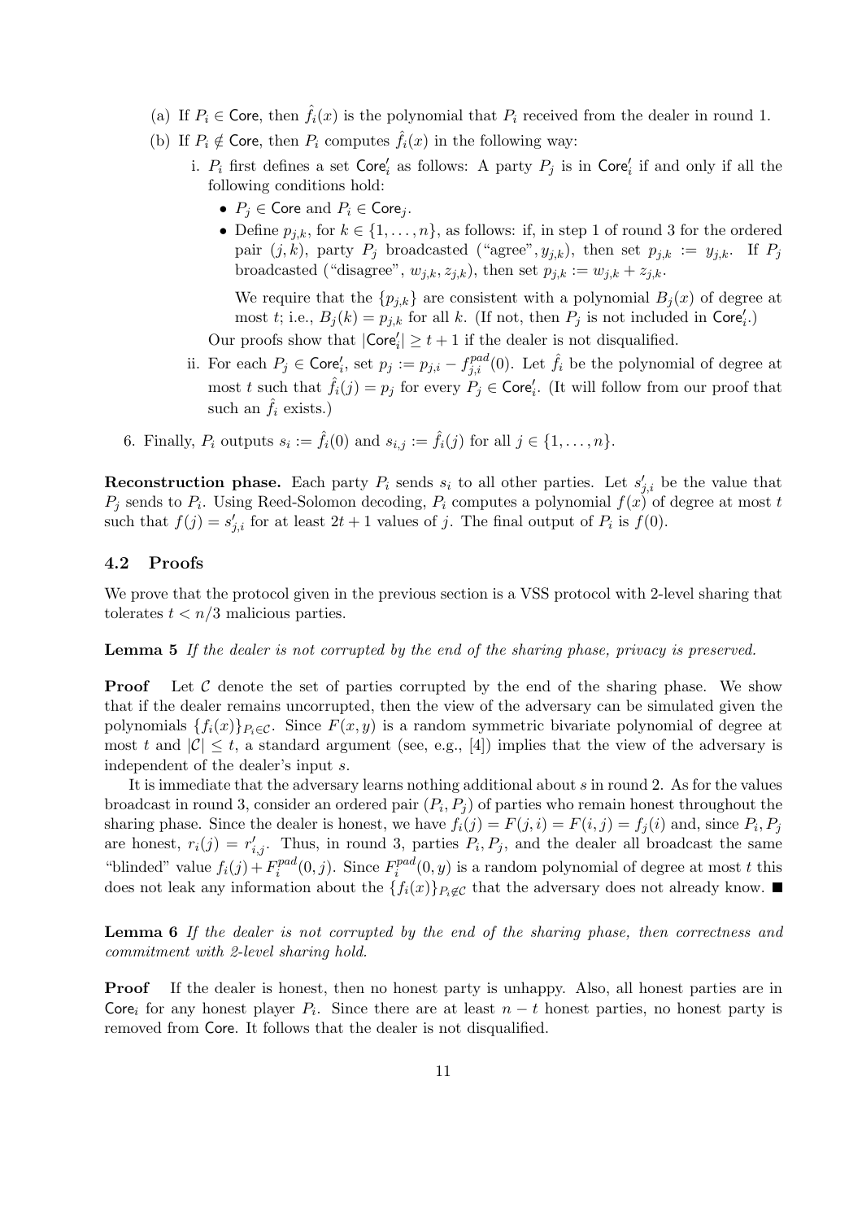(a) If $P_i \in \mathsf{Core}$, then $\hat{f}_i(x)$ is the polynomial that $P_i$ received from the dealer in round 1.

(b) If $P_i \notin \mathsf{Core}$, then $P_i$ computes $\hat{f}_i(x)$ in the following way:

   i. $P_i$ first defines a set $\mathsf{Core}'_i$ as follows: A party $P_j$ is in $\mathsf{Core}'_i$ if and only if all the following conditions hold:

   - $P_j \in \mathsf{Core}$ and $P_i \in \mathsf{Core}_j$.
   - Define $p_{j,k}$, for $k \in \{1, \ldots, n\}$, as follows: if, in step 1 of round 3 for the ordered pair $(j,k)$, party $P_j$ broadcasted ("agree", $y_{j,k}$), then set $p_{j,k} := y_{j,k}$. If $P_j$ broadcasted ("disagree", $w_{j,k}, z_{j,k}$), then set $p_{j,k} := w_{j,k} + z_{j,k}$.

     We require that the $\{p_{j,k}\}$ are consistent with a polynomial $B_j(x)$ of degree at most $t$; i.e., $B_j(k) = p_{j,k}$ for all $k$. (If not, then $P_j$ is not included in $\mathsf{Core}'_i$.)

   Our proofs show that $|\mathsf{Core}'_i| \geq t+1$ if the dealer is not disqualified.

   ii. For each $P_j \in \mathsf{Core}'_i$, set $p_j := p_{j,i} - f^{pad}_{j,i}(0)$. Let $\hat{f}_i$ be the polynomial of degree at most $t$ such that $\hat{f}_i(j) = p_j$ for every $P_j \in \mathsf{Core}'_i$. (It will follow from our proof that such an $\hat{f}_i$ exists.)

6. Finally, $P_i$ outputs $s_i := \hat{f}_i(0)$ and $s_{i,j} := \hat{f}_i(j)$ for all $j \in \{1, \ldots, n\}$.

**Reconstruction phase.** Each party $P_i$ sends $s_i$ to all other parties. Let $s'_{j,i}$ be the value that $P_j$ sends to $P_i$. Using Reed-Solomon decoding, $P_i$ computes a polynomial $f(x)$ of degree at most $t$ such that $f(j) = s'_{j,i}$ for at least $2t+1$ values of $j$. The final output of $P_i$ is $f(0)$.

### 4.2 Proofs

We prove that the protocol given in the previous section is a VSS protocol with 2-level sharing that tolerates $t < n/3$ malicious parties.

**Lemma 5** *If the dealer is not corrupted by the end of the sharing phase, privacy is preserved.*

**Proof** Let $\mathcal{C}$ denote the set of parties corrupted by the end of the sharing phase. We show that if the dealer remains uncorrupted, then the view of the adversary can be simulated given the polynomials $\{f_i(x)\}_{P_i \in \mathcal{C}}$. Since $F(x,y)$ is a random symmetric bivariate polynomial of degree at most $t$ and $|\mathcal{C}| \leq t$, a standard argument (see, e.g., [4]) implies that the view of the adversary is independent of the dealer's input $s$.

It is immediate that the adversary learns nothing additional about $s$ in round 2. As for the values broadcast in round 3, consider an ordered pair $(P_i, P_j)$ of parties who remain honest throughout the sharing phase. Since the dealer is honest, we have $f_i(j) = F(j,i) = F(i,j) = f_j(i)$ and, since $P_i, P_j$ are honest, $r_i(j) = r'_{i,j}$. Thus, in round 3, parties $P_i$, $P_j$, and the dealer all broadcast the same "blinded" value $f_i(j) + F^{pad}_i(0,j)$. Since $F^{pad}_i(0,y)$ is a random polynomial of degree at most $t$ this does not leak any information about the $\{f_i(x)\}_{P_i \notin \mathcal{C}}$ that the adversary does not already know. ■

**Lemma 6** *If the dealer is not corrupted by the end of the sharing phase, then correctness and commitment with 2-level sharing hold.*

**Proof** If the dealer is honest, then no honest party is unhappy. Also, all honest parties are in $\mathsf{Core}_i$ for any honest player $P_i$. Since there are at least $n-t$ honest parties, no honest party is removed from $\mathsf{Core}$. It follows that the dealer is not disqualified.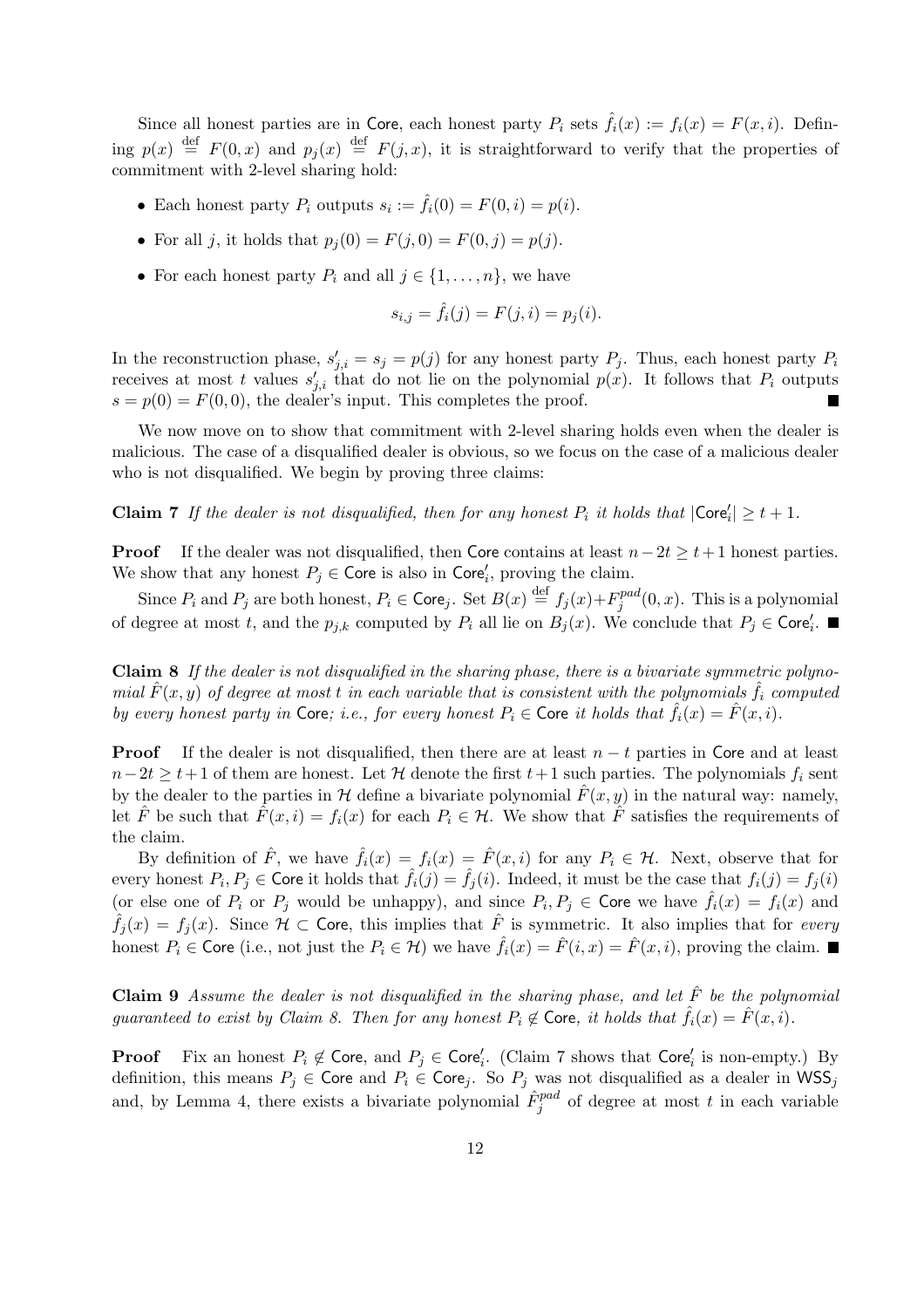Since all honest parties are in Core, each honest party $P_i$ sets $\hat{f}_i(x) := f_i(x) = F(x,i)$. Defining $p(x) \stackrel{\text{def}}{=} F(0,x)$ and $p_j(x) \stackrel{\text{def}}{=} F(j,x)$, it is straightforward to verify that the properties of commitment with 2-level sharing hold:

- Each honest party $P_i$ outputs $s_i := \hat{f}_i(0) = F(0,i) = p(i)$.
- For all $j$, it holds that $p_j(0) = F(j,0) = F(0,j) = p(j)$.
- For each honest party $P_i$ and all $j \in \{1,\ldots,n\}$, we have

$$s_{i,j} = \hat{f}_i(j) = F(j,i) = p_j(i).$$

In the reconstruction phase, $s'_{j,i} = s_j = p(j)$ for any honest party $P_j$. Thus, each honest party $P_i$ receives at most $t$ values $s'_{j,i}$ that do not lie on the polynomial $p(x)$. It follows that $P_i$ outputs $s = p(0) = F(0,0)$, the dealer's input. This completes the proof. ■

We now move on to show that commitment with 2-level sharing holds even when the dealer is malicious. The case of a disqualified dealer is obvious, so we focus on the case of a malicious dealer who is not disqualified. We begin by proving three claims:

**Claim 7** *If the dealer is not disqualified, then for any honest $P_i$ it holds that $|\mathsf{Core}'_i| \geq t+1$.*

**Proof** If the dealer was not disqualified, then Core contains at least $n-2t \geq t+1$ honest parties. We show that any honest $P_j \in$ Core is also in $\mathsf{Core}'_i$, proving the claim.

Since $P_i$ and $P_j$ are both honest, $P_i \in \mathsf{Core}_j$. Set $B(x) \stackrel{\text{def}}{=} f_j(x) + F_j^{pad}(0,x)$. This is a polynomial of degree at most $t$, and the $p_{j,k}$ computed by $P_i$ all lie on $B_j(x)$. We conclude that $P_j \in \mathsf{Core}'_i$. ■

**Claim 8** *If the dealer is not disqualified in the sharing phase, there is a bivariate symmetric polynomial $\hat{F}(x,y)$ of degree at most $t$ in each variable that is consistent with the polynomials $\hat{f}_i$ computed by every honest party in Core; i.e., for every honest $P_i \in$ Core it holds that $\hat{f}_i(x) = \hat{F}(x,i)$.*

**Proof** If the dealer is not disqualified, then there are at least $n-t$ parties in Core and at least $n-2t \geq t+1$ of them are honest. Let $\mathcal{H}$ denote the first $t+1$ such parties. The polynomials $f_i$ sent by the dealer to the parties in $\mathcal{H}$ define a bivariate polynomial $\hat{F}(x,y)$ in the natural way: namely, let $\hat{F}$ be such that $\hat{F}(x,i) = f_i(x)$ for each $P_i \in \mathcal{H}$. We show that $\hat{F}$ satisfies the requirements of the claim.

By definition of $\hat{F}$, we have $\hat{f}_i(x) = f_i(x) = \hat{F}(x,i)$ for any $P_i \in \mathcal{H}$. Next, observe that for every honest $P_i, P_j \in$ Core it holds that $\hat{f}_i(j) = \hat{f}_j(i)$. Indeed, it must be the case that $f_i(j) = f_j(i)$ (or else one of $P_i$ or $P_j$ would be unhappy), and since $P_i, P_j \in$ Core we have $\hat{f}_i(x) = f_i(x)$ and $\hat{f}_j(x) = f_j(x)$. Since $\mathcal{H} \subset$ Core, this implies that $\hat{F}$ is symmetric. It also implies that for *every* honest $P_i \in$ Core (i.e., not just the $P_i \in \mathcal{H}$) we have $\hat{f}_i(x) = \hat{F}(i,x) = \hat{F}(x,i)$, proving the claim. ■

**Claim 9** *Assume the dealer is not disqualified in the sharing phase, and let $\hat{F}$ be the polynomial guaranteed to exist by Claim 8. Then for any honest $P_i \notin$ Core, it holds that $\hat{f}_i(x) = \hat{F}(x,i)$.*

**Proof** Fix an honest $P_i \notin$ Core, and $P_j \in \mathsf{Core}'_i$. (Claim 7 shows that $\mathsf{Core}'_i$ is non-empty.) By definition, this means $P_j \in$ Core and $P_i \in \mathsf{Core}_j$. So $P_j$ was not disqualified as a dealer in $\mathsf{WSS}_j$ and, by Lemma 4, there exists a bivariate polynomial $\hat{F}_j^{pad}$ of degree at most $t$ in each variable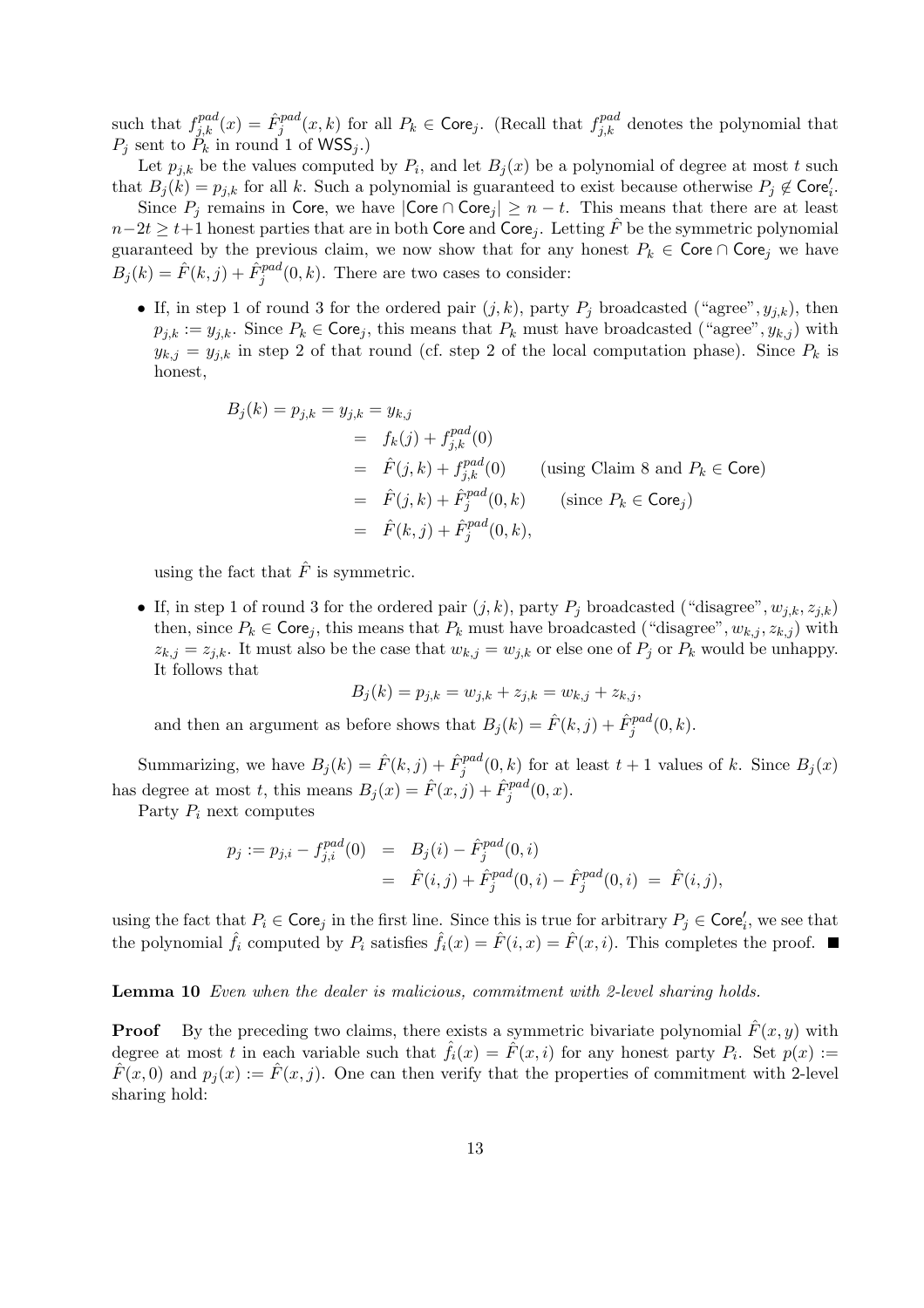such that $f^{pad}_{j,k}(x) = \hat{F}^{pad}_j(x, k)$ for all $P_k \in \mathsf{Core}_j$. (Recall that $f^{pad}_{j,k}$ denotes the polynomial that $P_j$ sent to $P_k$ in round 1 of $\mathsf{WSS}_j$.)

Let $p_{j,k}$ be the values computed by $P_i$, and let $B_j(x)$ be a polynomial of degree at most $t$ such that $B_j(k) = p_{j,k}$ for all $k$. Such a polynomial is guaranteed to exist because otherwise $P_j \notin \mathsf{Core}'_i$.

Since $P_j$ remains in $\mathsf{Core}$, we have $|\mathsf{Core} \cap \mathsf{Core}_j| \geq n - t$. This means that there are at least $n-2t \geq t+1$ honest parties that are in both $\mathsf{Core}$ and $\mathsf{Core}_j$. Letting $\hat{F}$ be the symmetric polynomial guaranteed by the previous claim, we now show that for any honest $P_k \in \mathsf{Core} \cap \mathsf{Core}_j$ we have $B_j(k) = \hat{F}(k, j) + \hat{F}^{pad}_j(0, k)$. There are two cases to consider:

- If, in step 1 of round 3 for the ordered pair $(j, k)$, party $P_j$ broadcasted ("agree", $y_{j,k}$), then $p_{j,k} := y_{j,k}$. Since $P_k \in \mathsf{Core}_j$, this means that $P_k$ must have broadcasted ("agree", $y_{k,j}$) with $y_{k,j} = y_{j,k}$ in step 2 of that round (cf. step 2 of the local computation phase). Since $P_k$ is honest,

$$\begin{aligned}
B_j(k) = p_{j,k} = y_{j,k} = y_{k,j} & \\
&= f_k(j) + f^{pad}_{j,k}(0) \\
&= \hat{F}(j, k) + f^{pad}_{j,k}(0) \qquad \text{(using Claim 8 and } P_k \in \mathsf{Core}) \\
&= \hat{F}(j, k) + \hat{F}^{pad}_j(0, k) \qquad \text{(since } P_k \in \mathsf{Core}_j) \\
&= \hat{F}(k, j) + \hat{F}^{pad}_j(0, k),
\end{aligned}$$

  using the fact that $\hat{F}$ is symmetric.

- If, in step 1 of round 3 for the ordered pair $(j, k)$, party $P_j$ broadcasted ("disagree", $w_{j,k}, z_{j,k}$) then, since $P_k \in \mathsf{Core}_j$, this means that $P_k$ must have broadcasted ("disagree", $w_{k,j}, z_{k,j}$) with $z_{k,j} = z_{j,k}$. It must also be the case that $w_{k,j} = w_{j,k}$ or else one of $P_j$ or $P_k$ would be unhappy. It follows that

$$B_j(k) = p_{j,k} = w_{j,k} + z_{j,k} = w_{k,j} + z_{k,j},$$

  and then an argument as before shows that $B_j(k) = \hat{F}(k, j) + \hat{F}^{pad}_j(0, k)$.

Summarizing, we have $B_j(k) = \hat{F}(k, j) + \hat{F}^{pad}_j(0, k)$ for at least $t+1$ values of $k$. Since $B_j(x)$ has degree at most $t$, this means $B_j(x) = \hat{F}(x, j) + \hat{F}^{pad}_j(0, x)$.

Party $P_i$ next computes

$$\begin{aligned}
p_j := p_{j,i} - f^{pad}_{j,i}(0) &= B_j(i) - \hat{F}^{pad}_j(0, i) \\
&= \hat{F}(i, j) + \hat{F}^{pad}_j(0, i) - \hat{F}^{pad}_j(0, i) = \hat{F}(i, j),
\end{aligned}$$

using the fact that $P_i \in \mathsf{Core}_j$ in the first line. Since this is true for arbitrary $P_j \in \mathsf{Core}'_i$, we see that the polynomial $\hat{f}_i$ computed by $P_i$ satisfies $\hat{f}_i(x) = \hat{F}(i, x) = \hat{F}(x, i)$. This completes the proof. ∎

**Lemma 10** *Even when the dealer is malicious, commitment with 2-level sharing holds.*

**Proof** By the preceding two claims, there exists a symmetric bivariate polynomial $\hat{F}(x, y)$ with degree at most $t$ in each variable such that $\hat{f}_i(x) = \hat{F}(x, i)$ for any honest party $P_i$. Set $p(x) := \hat{F}(x, 0)$ and $p_j(x) := \hat{F}(x, j)$. One can then verify that the properties of commitment with 2-level sharing hold: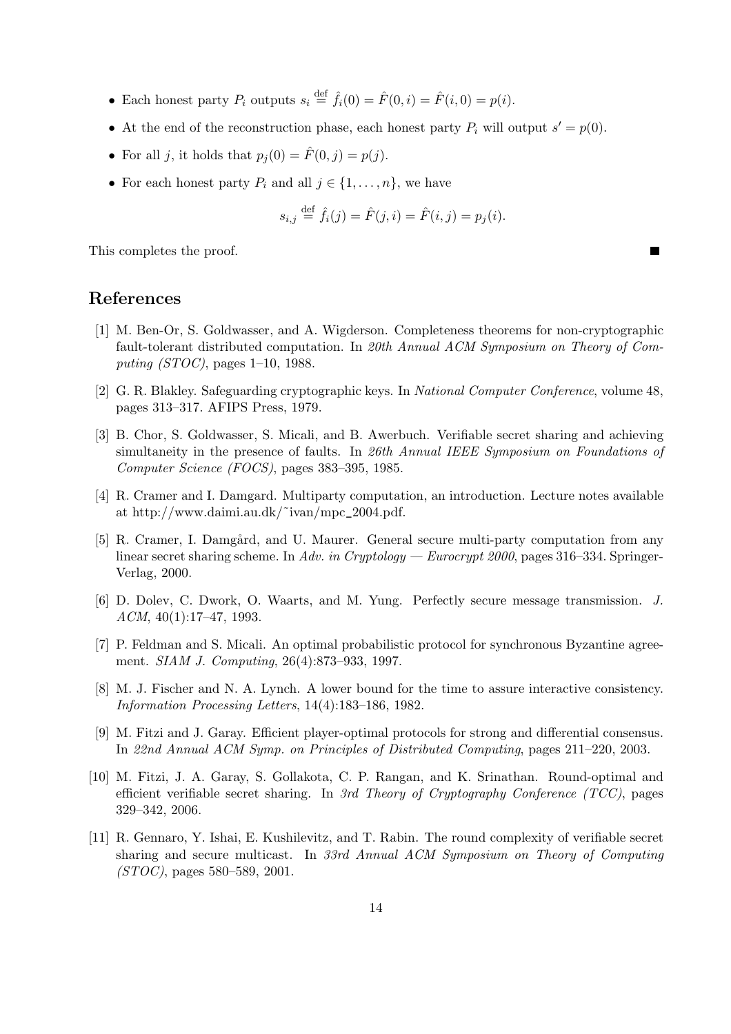- Each honest party $P_i$ outputs $s_i \stackrel{\text{def}}{=} \hat{f}_i(0) = \hat{F}(0,i) = \hat{F}(i,0) = p(i)$.
- At the end of the reconstruction phase, each honest party $P_i$ will output $s' = p(0)$.
- For all $j$, it holds that $p_j(0) = \hat{F}(0,j) = p(j)$.
- For each honest party $P_i$ and all $j \in \{1,\ldots,n\}$, we have

$$s_{i,j} \stackrel{\text{def}}{=} \hat{f}_i(j) = \hat{F}(j,i) = \hat{F}(i,j) = p_j(i).$$

This completes the proof. ■

## References

[1] M. Ben-Or, S. Goldwasser, and A. Wigderson. Completeness theorems for non-cryptographic fault-tolerant distributed computation. In *20th Annual ACM Symposium on Theory of Computing (STOC)*, pages 1–10, 1988.

[2] G. R. Blakley. Safeguarding cryptographic keys. In *National Computer Conference*, volume 48, pages 313–317. AFIPS Press, 1979.

[3] B. Chor, S. Goldwasser, S. Micali, and B. Awerbuch. Verifiable secret sharing and achieving simultaneity in the presence of faults. In *26th Annual IEEE Symposium on Foundations of Computer Science (FOCS)*, pages 383–395, 1985.

[4] R. Cramer and I. Damgard. Multiparty computation, an introduction. Lecture notes available at http://www.daimi.au.dk/˜ivan/mpc_2004.pdf.

[5] R. Cramer, I. Damgård, and U. Maurer. General secure multi-party computation from any linear secret sharing scheme. In *Adv. in Cryptology — Eurocrypt 2000*, pages 316–334. Springer-Verlag, 2000.

[6] D. Dolev, C. Dwork, O. Waarts, and M. Yung. Perfectly secure message transmission. *J. ACM*, 40(1):17–47, 1993.

[7] P. Feldman and S. Micali. An optimal probabilistic protocol for synchronous Byzantine agreement. *SIAM J. Computing*, 26(4):873–933, 1997.

[8] M. J. Fischer and N. A. Lynch. A lower bound for the time to assure interactive consistency. *Information Processing Letters*, 14(4):183–186, 1982.

[9] M. Fitzi and J. Garay. Efficient player-optimal protocols for strong and differential consensus. In *22nd Annual ACM Symp. on Principles of Distributed Computing*, pages 211–220, 2003.

[10] M. Fitzi, J. A. Garay, S. Gollakota, C. P. Rangan, and K. Srinathan. Round-optimal and efficient verifiable secret sharing. In *3rd Theory of Cryptography Conference (TCC)*, pages 329–342, 2006.

[11] R. Gennaro, Y. Ishai, E. Kushilevitz, and T. Rabin. The round complexity of verifiable secret sharing and secure multicast. In *33rd Annual ACM Symposium on Theory of Computing (STOC)*, pages 580–589, 2001.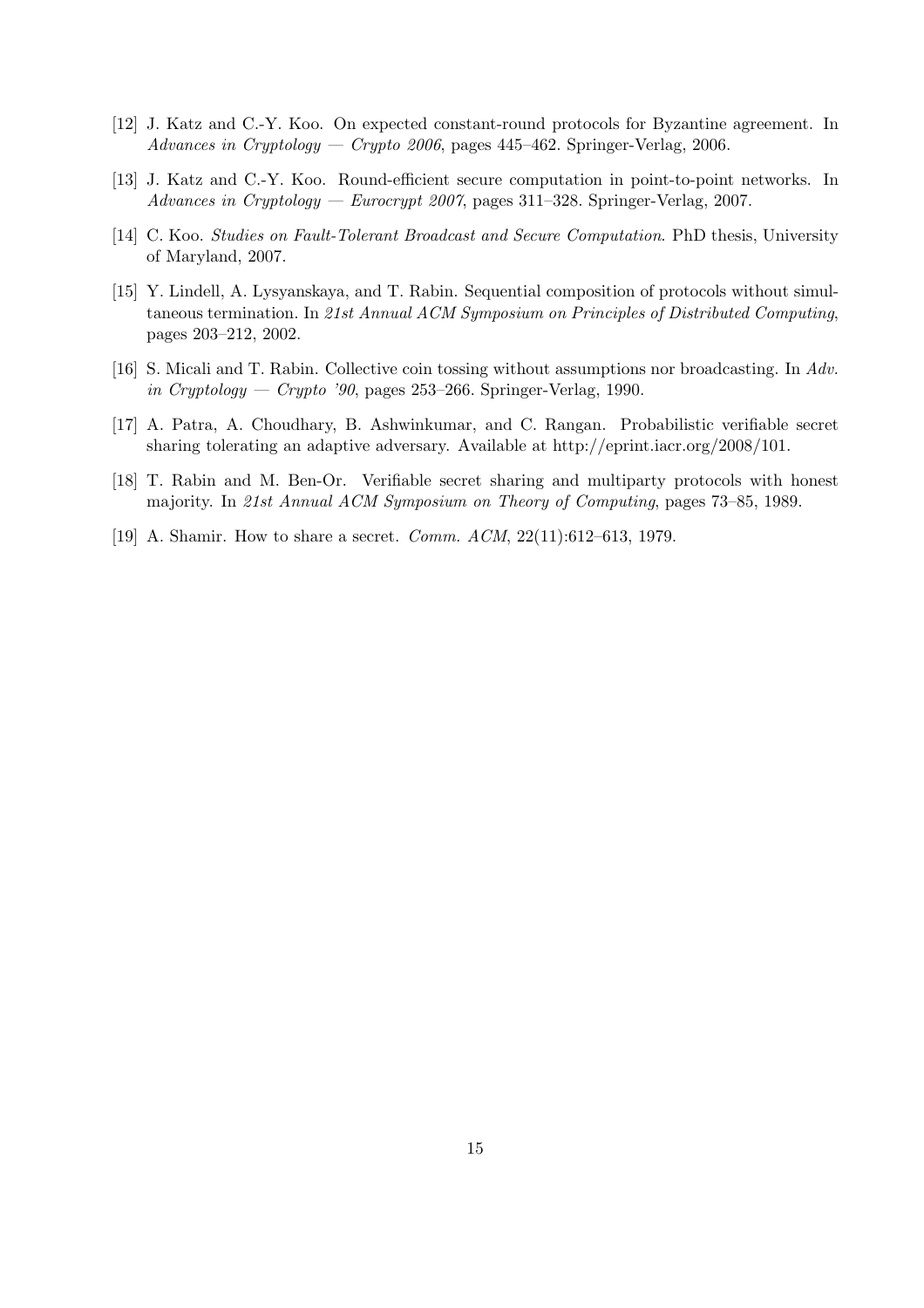[12] J. Katz and C.-Y. Koo. On expected constant-round protocols for Byzantine agreement. In *Advances in Cryptology — Crypto 2006*, pages 445–462. Springer-Verlag, 2006.

[13] J. Katz and C.-Y. Koo. Round-efficient secure computation in point-to-point networks. In *Advances in Cryptology — Eurocrypt 2007*, pages 311–328. Springer-Verlag, 2007.

[14] C. Koo. *Studies on Fault-Tolerant Broadcast and Secure Computation*. PhD thesis, University of Maryland, 2007.

[15] Y. Lindell, A. Lysyanskaya, and T. Rabin. Sequential composition of protocols without simultaneous termination. In *21st Annual ACM Symposium on Principles of Distributed Computing*, pages 203–212, 2002.

[16] S. Micali and T. Rabin. Collective coin tossing without assumptions nor broadcasting. In *Adv. in Cryptology — Crypto '90*, pages 253–266. Springer-Verlag, 1990.

[17] A. Patra, A. Choudhary, B. Ashwinkumar, and C. Rangan. Probabilistic verifiable secret sharing tolerating an adaptive adversary. Available at http://eprint.iacr.org/2008/101.

[18] T. Rabin and M. Ben-Or. Verifiable secret sharing and multiparty protocols with honest majority. In *21st Annual ACM Symposium on Theory of Computing*, pages 73–85, 1989.

[19] A. Shamir. How to share a secret. *Comm. ACM*, 22(11):612–613, 1979.